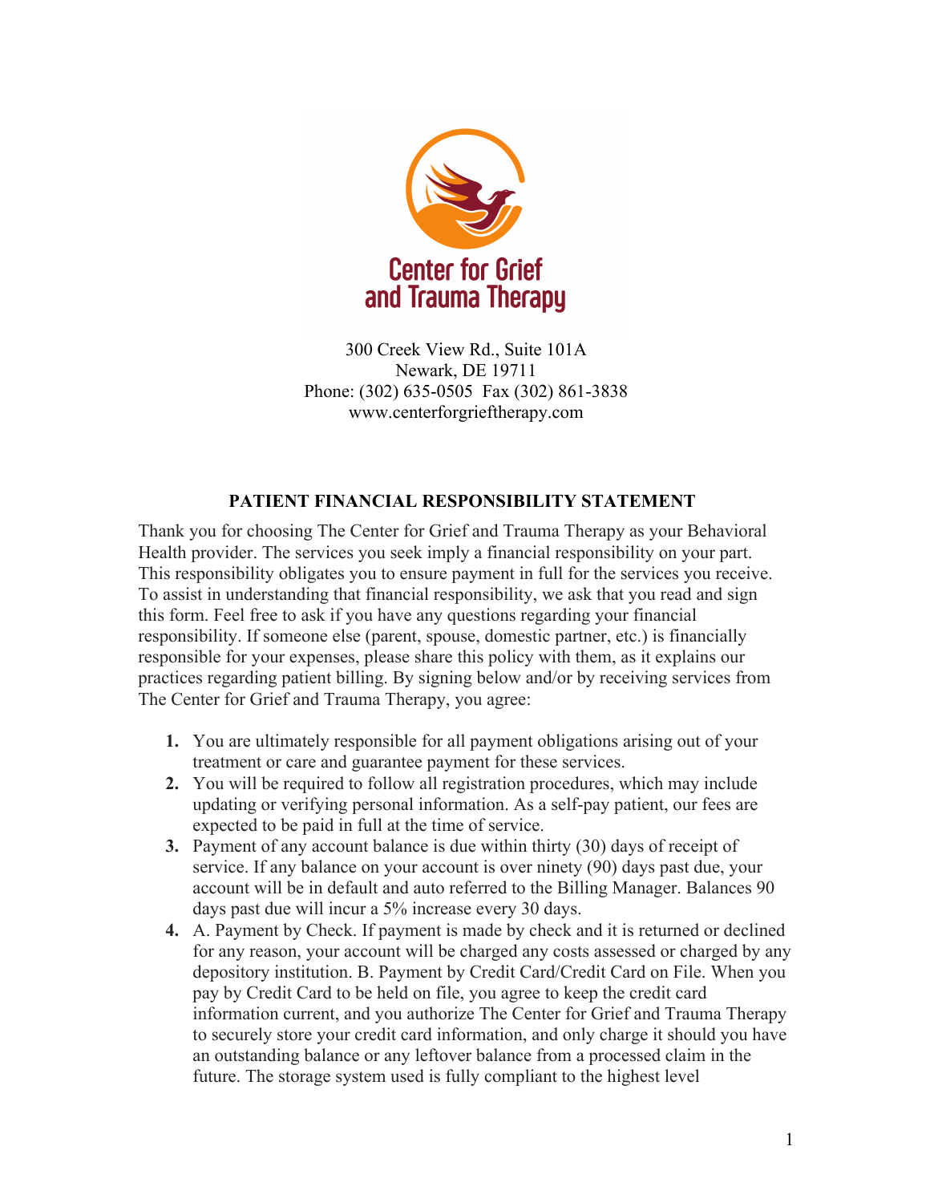Center for Grief and Trauma Therapy

300 Creek View Rd., Suite 101A
Newark, DE 19711
Phone: (302) 635-0505 Fax (302) 861-3838
www.centerforgrieftherapy.com

## PATIENT FINANCIAL RESPONSIBILITY STATEMENT

Thank you for choosing The Center for Grief and Trauma Therapy as your Behavioral Health provider. The services you seek imply a financial responsibility on your part. This responsibility obligates you to ensure payment in full for the services you receive. To assist in understanding that financial responsibility, we ask that you read and sign this form. Feel free to ask if you have any questions regarding your financial responsibility. If someone else (parent, spouse, domestic partner, etc.) is financially responsible for your expenses, please share this policy with them, as it explains our practices regarding patient billing. By signing below and/or by receiving services from The Center for Grief and Trauma Therapy, you agree:

1. You are ultimately responsible for all payment obligations arising out of your treatment or care and guarantee payment for these services.
2. You will be required to follow all registration procedures, which may include updating or verifying personal information. As a self-pay patient, our fees are expected to be paid in full at the time of service.
3. Payment of any account balance is due within thirty (30) days of receipt of service. If any balance on your account is over ninety (90) days past due, your account will be in default and auto referred to the Billing Manager. Balances 90 days past due will incur a 5% increase every 30 days.
4. A. Payment by Check. If payment is made by check and it is returned or declined for any reason, your account will be charged any costs assessed or charged by any depository institution. B. Payment by Credit Card/Credit Card on File. When you pay by Credit Card to be held on file, you agree to keep the credit card information current, and you authorize The Center for Grief and Trauma Therapy to securely store your credit card information, and only charge it should you have an outstanding balance or any leftover balance from a processed claim in the future. The storage system used is fully compliant to the highest level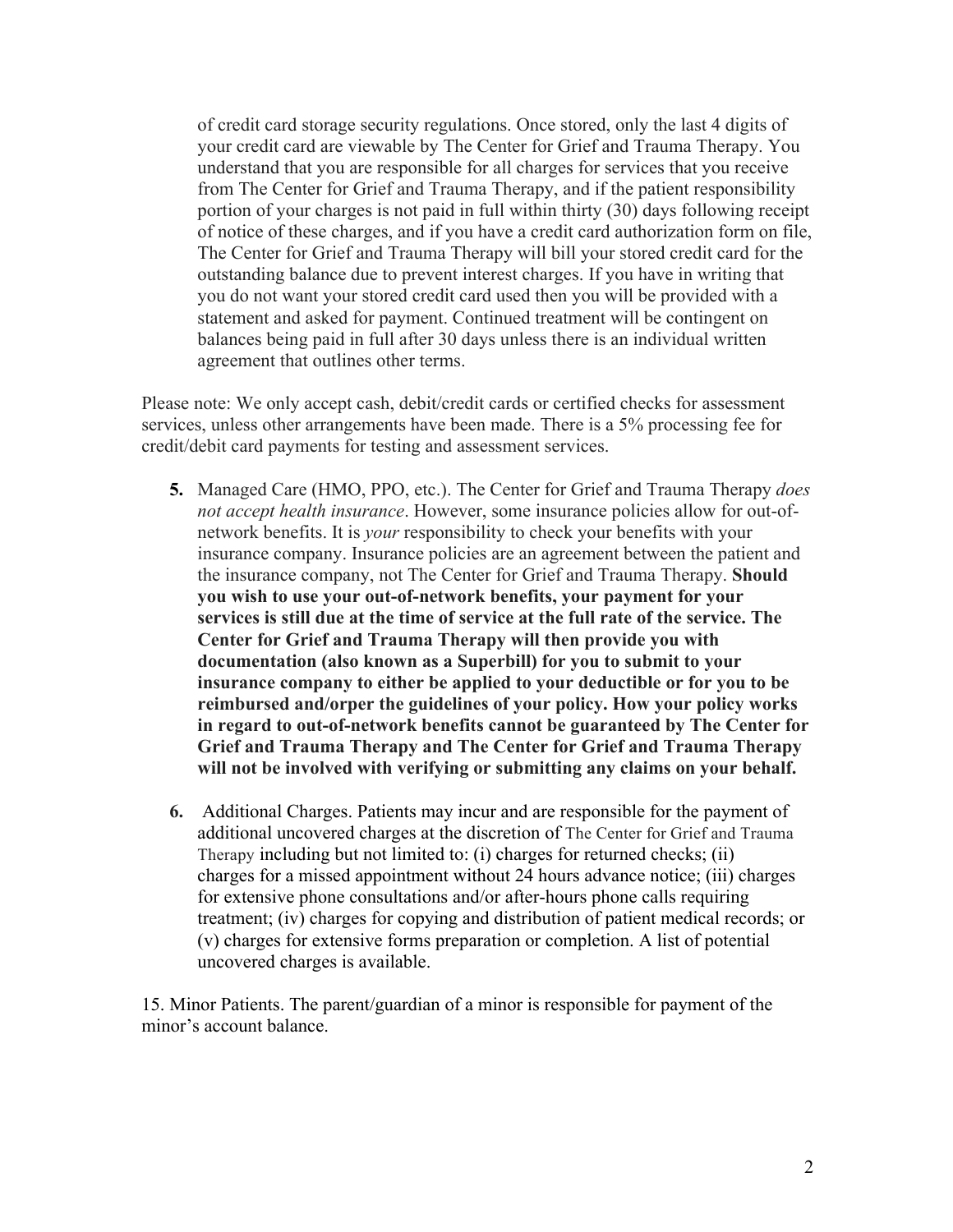of credit card storage security regulations. Once stored, only the last 4 digits of your credit card are viewable by The Center for Grief and Trauma Therapy. You understand that you are responsible for all charges for services that you receive from The Center for Grief and Trauma Therapy, and if the patient responsibility portion of your charges is not paid in full within thirty (30) days following receipt of notice of these charges, and if you have a credit card authorization form on file, The Center for Grief and Trauma Therapy will bill your stored credit card for the outstanding balance due to prevent interest charges. If you have in writing that you do not want your stored credit card used then you will be provided with a statement and asked for payment. Continued treatment will be contingent on balances being paid in full after 30 days unless there is an individual written agreement that outlines other terms.

Please note: We only accept cash, debit/credit cards or certified checks for assessment services, unless other arrangements have been made. There is a 5% processing fee for credit/debit card payments for testing and assessment services.

5. Managed Care (HMO, PPO, etc.). The Center for Grief and Trauma Therapy *does not accept health insurance*. However, some insurance policies allow for out-of-network benefits. It is *your* responsibility to check your benefits with your insurance company. Insurance policies are an agreement between the patient and the insurance company, not The Center for Grief and Trauma Therapy. **Should you wish to use your out-of-network benefits, your payment for your services is still due at the time of service at the full rate of the service. The Center for Grief and Trauma Therapy will then provide you with documentation (also known as a Superbill) for you to submit to your insurance company to either be applied to your deductible or for you to be reimbursed and/orper the guidelines of your policy. How your policy works in regard to out-of-network benefits cannot be guaranteed by The Center for Grief and Trauma Therapy and The Center for Grief and Trauma Therapy will not be involved with verifying or submitting any claims on your behalf.**

6. Additional Charges. Patients may incur and are responsible for the payment of additional uncovered charges at the discretion of The Center for Grief and Trauma Therapy including but not limited to: (i) charges for returned checks; (ii) charges for a missed appointment without 24 hours advance notice; (iii) charges for extensive phone consultations and/or after-hours phone calls requiring treatment; (iv) charges for copying and distribution of patient medical records; or (v) charges for extensive forms preparation or completion. A list of potential uncovered charges is available.

15. Minor Patients. The parent/guardian of a minor is responsible for payment of the minor's account balance.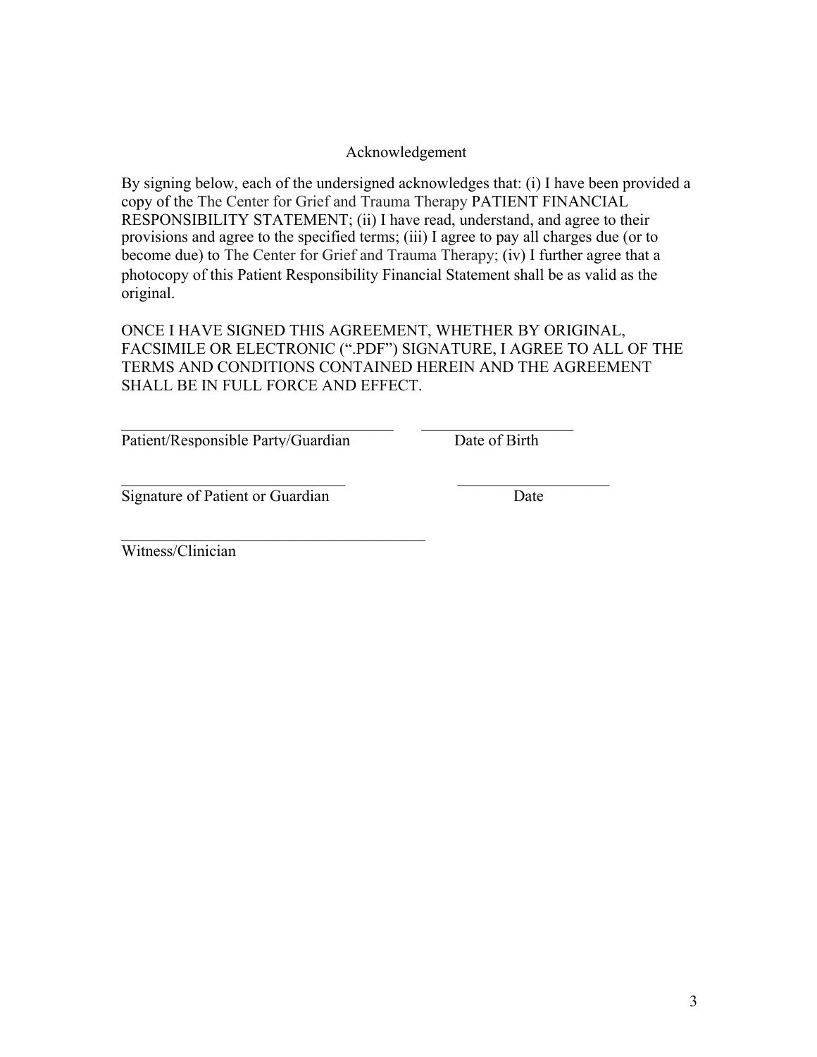## Acknowledgement

By signing below, each of the undersigned acknowledges that: (i) I have been provided a copy of the The Center for Grief and Trauma Therapy PATIENT FINANCIAL RESPONSIBILITY STATEMENT; (ii) I have read, understand, and agree to their provisions and agree to the specified terms; (iii) I agree to pay all charges due (or to become due) to The Center for Grief and Trauma Therapy; (iv) I further agree that a photocopy of this Patient Responsibility Financial Statement shall be as valid as the original.

ONCE I HAVE SIGNED THIS AGREEMENT, WHETHER BY ORIGINAL, FACSIMILE OR ELECTRONIC (".PDF") SIGNATURE, I AGREE TO ALL OF THE TERMS AND CONDITIONS CONTAINED HEREIN AND THE AGREEMENT SHALL BE IN FULL FORCE AND EFFECT.

___________________________________ ____________________
Patient/Responsible Party/Guardian Date of Birth

_____________________________ ____________________
Signature of Patient or Guardian Date

_______________________________________
Witness/Clinician